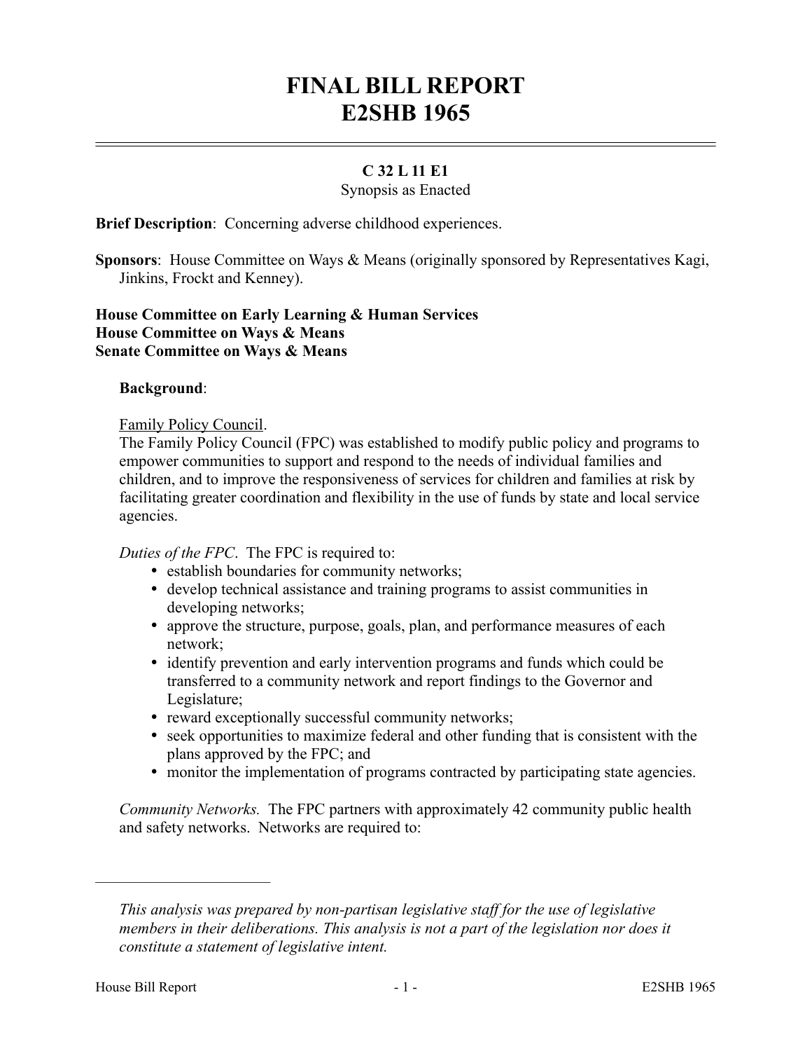# FINAL BILL REPORT
# E2SHB 1965

**C 32 L 11 E1**

Synopsis as Enacted

**Brief Description**: Concerning adverse childhood experiences.

**Sponsors**: House Committee on Ways & Means (originally sponsored by Representatives Kagi, Jinkins, Frockt and Kenney).

**House Committee on Early Learning & Human Services**
**House Committee on Ways & Means**
**Senate Committee on Ways & Means**

**Background**:

Family Policy Council.

The Family Policy Council (FPC) was established to modify public policy and programs to empower communities to support and respond to the needs of individual families and children, and to improve the responsiveness of services for children and families at risk by facilitating greater coordination and flexibility in the use of funds by state and local service agencies.

*Duties of the FPC*. The FPC is required to:

- establish boundaries for community networks;
- develop technical assistance and training programs to assist communities in developing networks;
- approve the structure, purpose, goals, plan, and performance measures of each network;
- identify prevention and early intervention programs and funds which could be transferred to a community network and report findings to the Governor and Legislature;
- reward exceptionally successful community networks;
- seek opportunities to maximize federal and other funding that is consistent with the plans approved by the FPC; and
- monitor the implementation of programs contracted by participating state agencies.

*Community Networks.* The FPC partners with approximately 42 community public health and safety networks. Networks are required to:

---

*This analysis was prepared by non-partisan legislative staff for the use of legislative members in their deliberations. This analysis is not a part of the legislation nor does it constitute a statement of legislative intent.*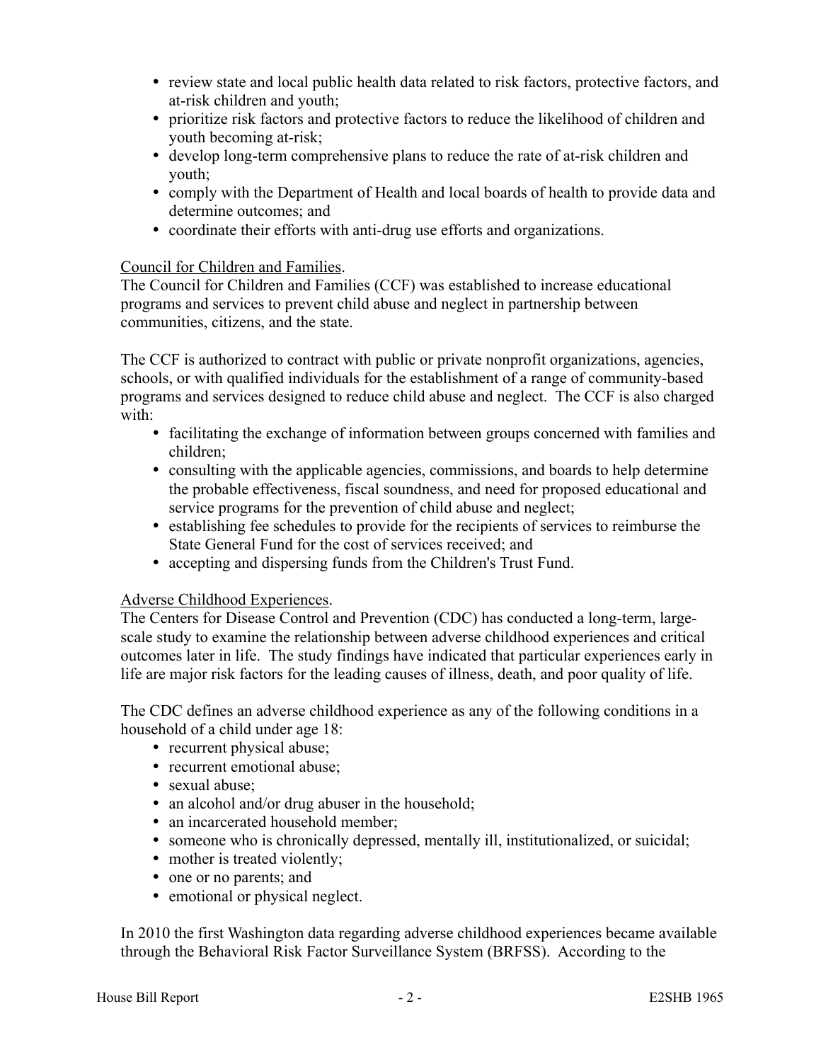- review state and local public health data related to risk factors, protective factors, and at-risk children and youth;
- prioritize risk factors and protective factors to reduce the likelihood of children and youth becoming at-risk;
- develop long-term comprehensive plans to reduce the rate of at-risk children and youth;
- comply with the Department of Health and local boards of health to provide data and determine outcomes; and
- coordinate their efforts with anti-drug use efforts and organizations.

Council for Children and Families.

The Council for Children and Families (CCF) was established to increase educational programs and services to prevent child abuse and neglect in partnership between communities, citizens, and the state.

The CCF is authorized to contract with public or private nonprofit organizations, agencies, schools, or with qualified individuals for the establishment of a range of community-based programs and services designed to reduce child abuse and neglect. The CCF is also charged with:

- facilitating the exchange of information between groups concerned with families and children;
- consulting with the applicable agencies, commissions, and boards to help determine the probable effectiveness, fiscal soundness, and need for proposed educational and service programs for the prevention of child abuse and neglect;
- establishing fee schedules to provide for the recipients of services to reimburse the State General Fund for the cost of services received; and
- accepting and dispersing funds from the Children's Trust Fund.

Adverse Childhood Experiences.

The Centers for Disease Control and Prevention (CDC) has conducted a long-term, large-scale study to examine the relationship between adverse childhood experiences and critical outcomes later in life. The study findings have indicated that particular experiences early in life are major risk factors for the leading causes of illness, death, and poor quality of life.

The CDC defines an adverse childhood experience as any of the following conditions in a household of a child under age 18:

- recurrent physical abuse;
- recurrent emotional abuse;
- sexual abuse;
- an alcohol and/or drug abuser in the household;
- an incarcerated household member;
- someone who is chronically depressed, mentally ill, institutionalized, or suicidal;
- mother is treated violently;
- one or no parents; and
- emotional or physical neglect.

In 2010 the first Washington data regarding adverse childhood experiences became available through the Behavioral Risk Factor Surveillance System (BRFSS). According to the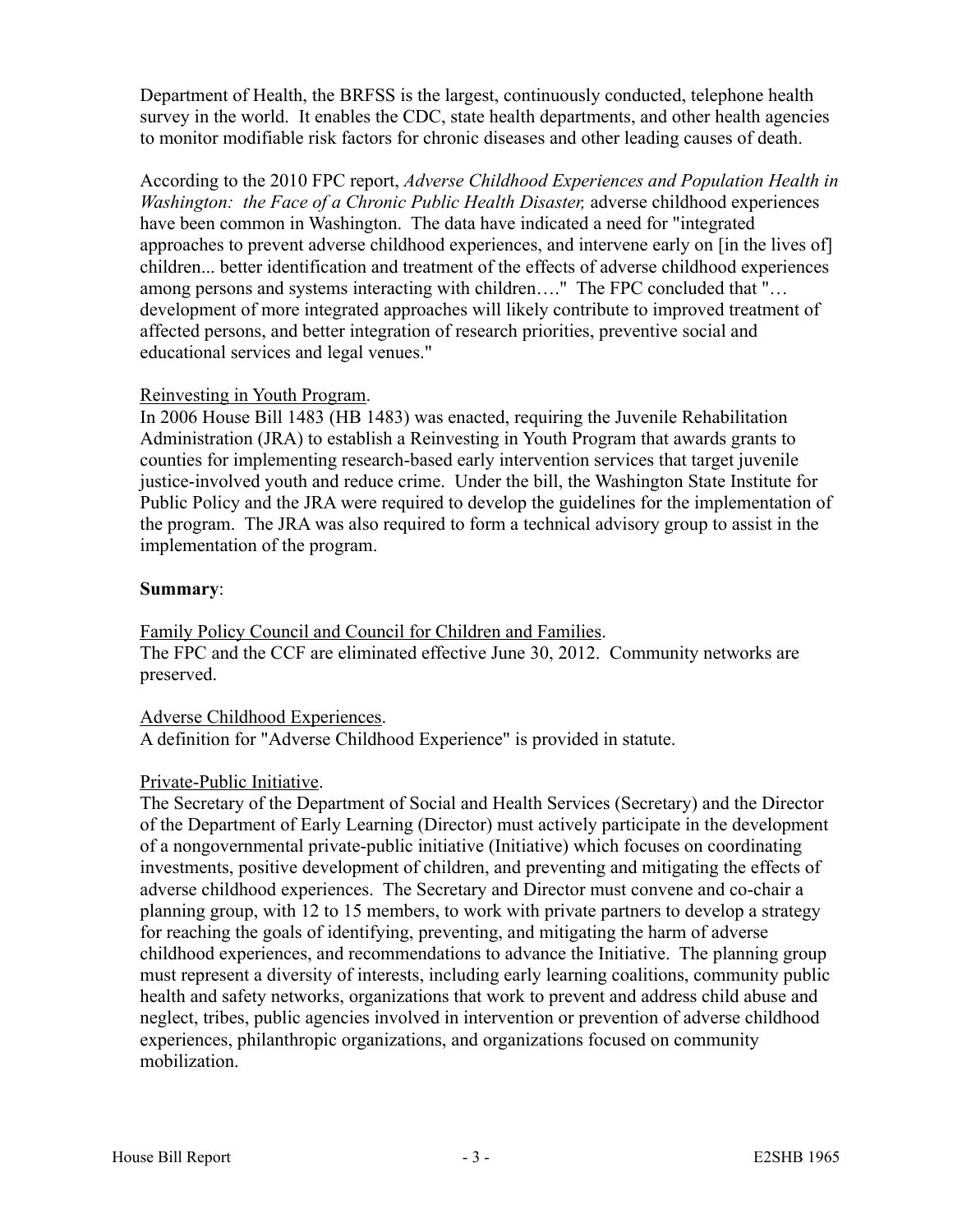Department of Health, the BRFSS is the largest, continuously conducted, telephone health survey in the world. It enables the CDC, state health departments, and other health agencies to monitor modifiable risk factors for chronic diseases and other leading causes of death.

According to the 2010 FPC report, *Adverse Childhood Experiences and Population Health in Washington: the Face of a Chronic Public Health Disaster,* adverse childhood experiences have been common in Washington. The data have indicated a need for "integrated approaches to prevent adverse childhood experiences, and intervene early on [in the lives of] children... better identification and treatment of the effects of adverse childhood experiences among persons and systems interacting with children…." The FPC concluded that "… development of more integrated approaches will likely contribute to improved treatment of affected persons, and better integration of research priorities, preventive social and educational services and legal venues."

Reinvesting in Youth Program.

In 2006 House Bill 1483 (HB 1483) was enacted, requiring the Juvenile Rehabilitation Administration (JRA) to establish a Reinvesting in Youth Program that awards grants to counties for implementing research-based early intervention services that target juvenile justice-involved youth and reduce crime. Under the bill, the Washington State Institute for Public Policy and the JRA were required to develop the guidelines for the implementation of the program. The JRA was also required to form a technical advisory group to assist in the implementation of the program.

**Summary**:

Family Policy Council and Council for Children and Families.

The FPC and the CCF are eliminated effective June 30, 2012. Community networks are preserved.

Adverse Childhood Experiences.

A definition for "Adverse Childhood Experience" is provided in statute.

Private-Public Initiative.

The Secretary of the Department of Social and Health Services (Secretary) and the Director of the Department of Early Learning (Director) must actively participate in the development of a nongovernmental private-public initiative (Initiative) which focuses on coordinating investments, positive development of children, and preventing and mitigating the effects of adverse childhood experiences. The Secretary and Director must convene and co-chair a planning group, with 12 to 15 members, to work with private partners to develop a strategy for reaching the goals of identifying, preventing, and mitigating the harm of adverse childhood experiences, and recommendations to advance the Initiative. The planning group must represent a diversity of interests, including early learning coalitions, community public health and safety networks, organizations that work to prevent and address child abuse and neglect, tribes, public agencies involved in intervention or prevention of adverse childhood experiences, philanthropic organizations, and organizations focused on community mobilization.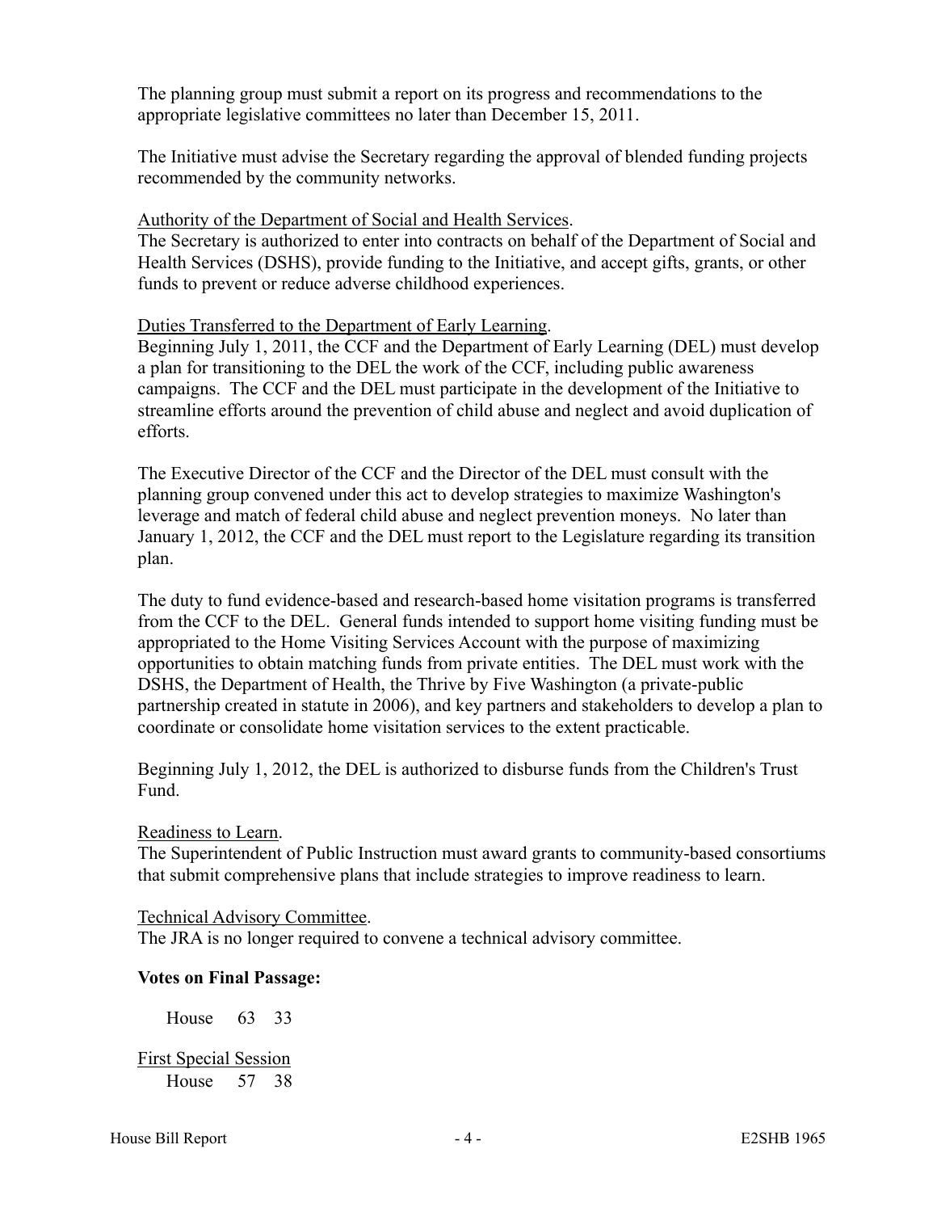The planning group must submit a report on its progress and recommendations to the appropriate legislative committees no later than December 15, 2011.

The Initiative must advise the Secretary regarding the approval of blended funding projects recommended by the community networks.

Authority of the Department of Social and Health Services.
The Secretary is authorized to enter into contracts on behalf of the Department of Social and Health Services (DSHS), provide funding to the Initiative, and accept gifts, grants, or other funds to prevent or reduce adverse childhood experiences.

Duties Transferred to the Department of Early Learning.
Beginning July 1, 2011, the CCF and the Department of Early Learning (DEL) must develop a plan for transitioning to the DEL the work of the CCF, including public awareness campaigns. The CCF and the DEL must participate in the development of the Initiative to streamline efforts around the prevention of child abuse and neglect and avoid duplication of efforts.

The Executive Director of the CCF and the Director of the DEL must consult with the planning group convened under this act to develop strategies to maximize Washington's leverage and match of federal child abuse and neglect prevention moneys. No later than January 1, 2012, the CCF and the DEL must report to the Legislature regarding its transition plan.

The duty to fund evidence-based and research-based home visitation programs is transferred from the CCF to the DEL. General funds intended to support home visiting funding must be appropriated to the Home Visiting Services Account with the purpose of maximizing opportunities to obtain matching funds from private entities. The DEL must work with the DSHS, the Department of Health, the Thrive by Five Washington (a private-public partnership created in statute in 2006), and key partners and stakeholders to develop a plan to coordinate or consolidate home visitation services to the extent practicable.

Beginning July 1, 2012, the DEL is authorized to disburse funds from the Children's Trust Fund.

Readiness to Learn.
The Superintendent of Public Instruction must award grants to community-based consortiums that submit comprehensive plans that include strategies to improve readiness to learn.

Technical Advisory Committee.
The JRA is no longer required to convene a technical advisory committee.

**Votes on Final Passage:**

House 63 33

First Special Session
House 57 38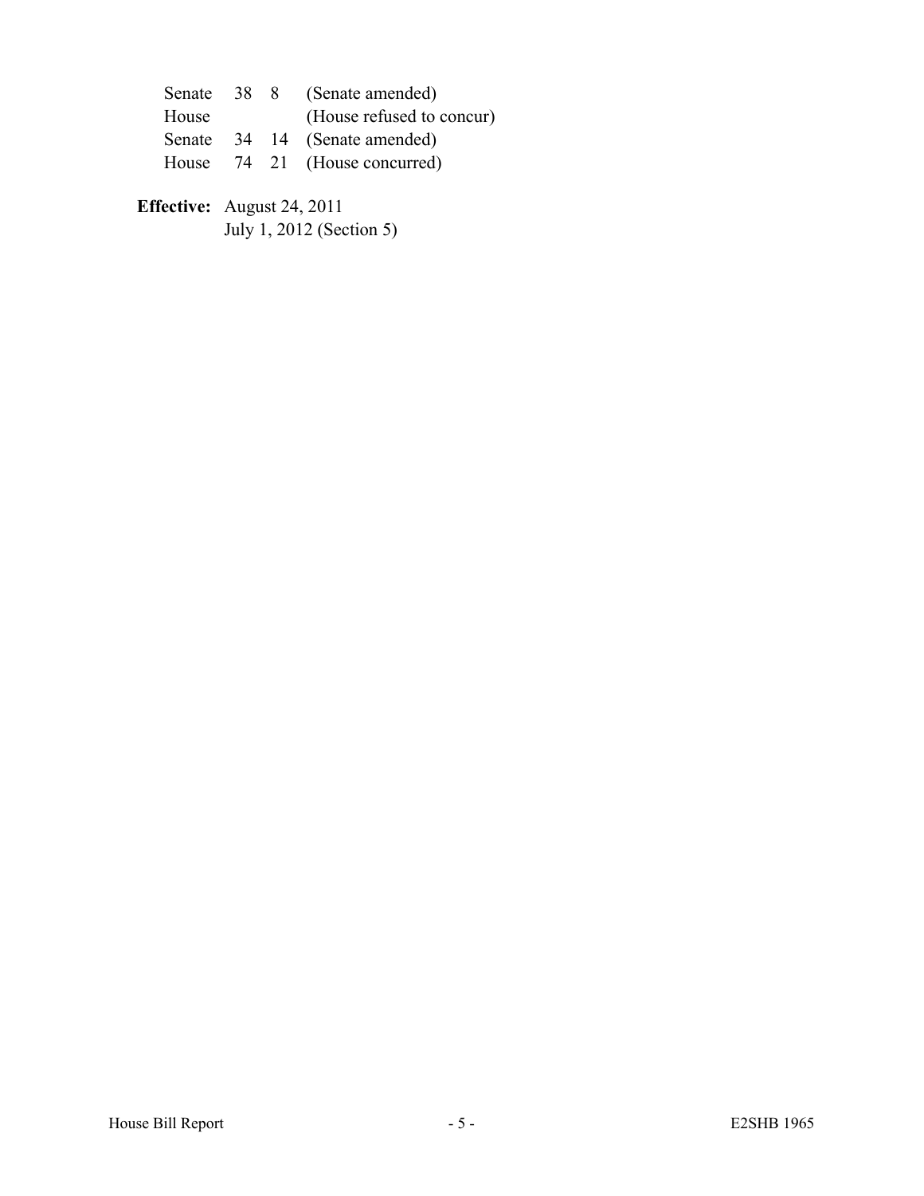| | | | |
|---|---|---|---|
| Senate | 38 | 8 | (Senate amended) |
| House | | | (House refused to concur) |
| Senate | 34 | 14 | (Senate amended) |
| House | 74 | 21 | (House concurred) |

**Effective:** August 24, 2011
July 1, 2012 (Section 5)